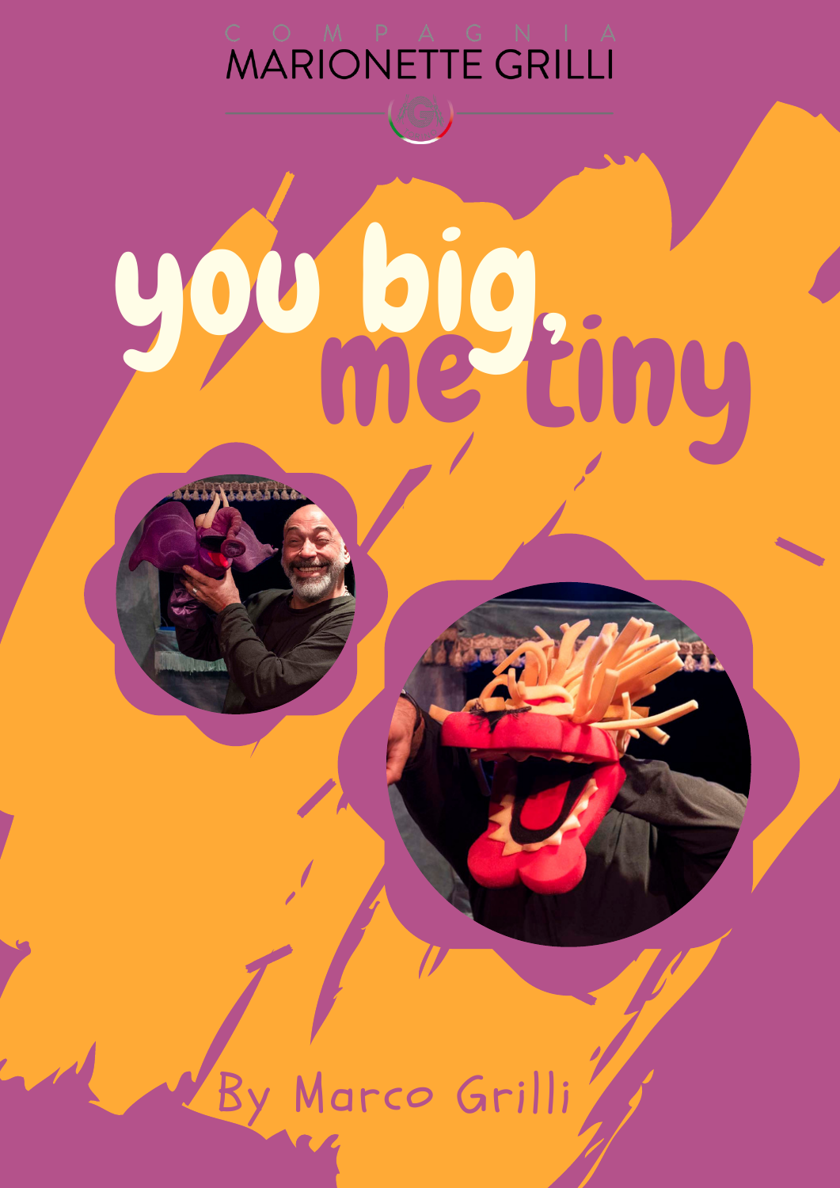COMPAGNIA

MARIONETTE GRILLI

# you big, me tiny

By Marco Grilli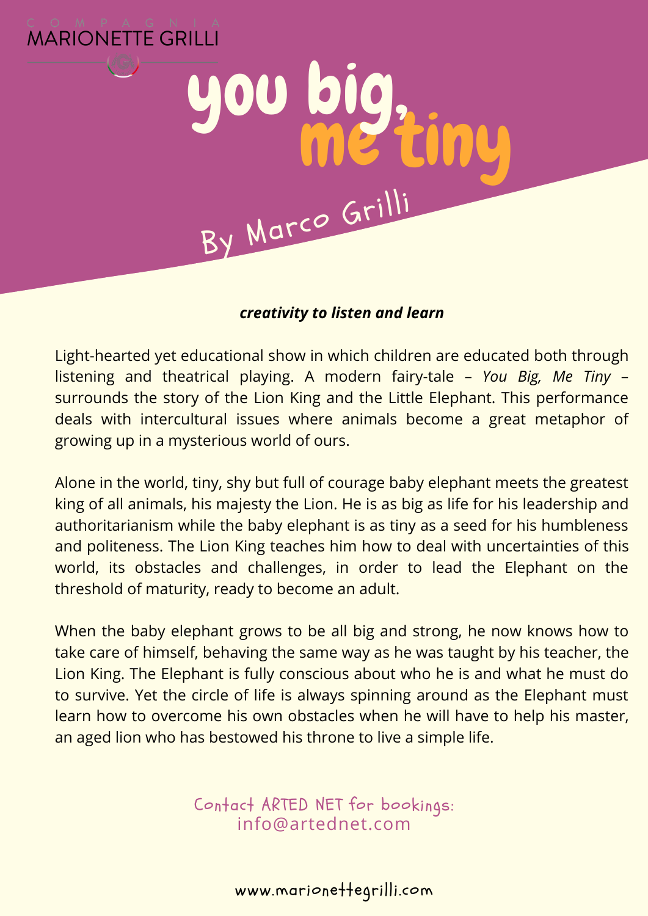COMPAGNIA MARIONETTE GRILLI

# you big, me tiny

## By Marco Grilli

***creativity to listen and learn***

Light-hearted yet educational show in which children are educated both through listening and theatrical playing. A modern fairy-tale – *You Big, Me Tiny* – surrounds the story of the Lion King and the Little Elephant. This performance deals with intercultural issues where animals become a great metaphor of growing up in a mysterious world of ours.

Alone in the world, tiny, shy but full of courage baby elephant meets the greatest king of all animals, his majesty the Lion. He is as big as life for his leadership and authoritarianism while the baby elephant is as tiny as a seed for his humbleness and politeness. The Lion King teaches him how to deal with uncertainties of this world, its obstacles and challenges, in order to lead the Elephant on the threshold of maturity, ready to become an adult.

When the baby elephant grows to be all big and strong, he now knows how to take care of himself, behaving the same way as he was taught by his teacher, the Lion King. The Elephant is fully conscious about who he is and what he must do to survive. Yet the circle of life is always spinning around as the Elephant must learn how to overcome his own obstacles when he will have to help his master, an aged lion who has bestowed his throne to live a simple life.

Contact ARTED NET for bookings:
info@artednet.com

www.marionettegrilli.com